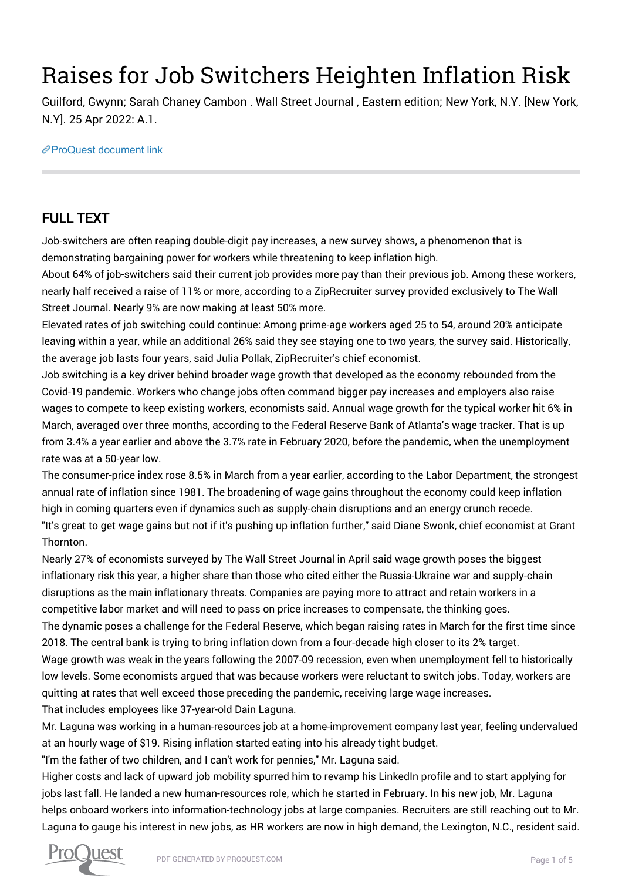# Raises for Job Switchers Heighten Inflation Risk

Guilford, Gwynn; Sarah Chaney Cambon . Wall Street Journal , Eastern edition; New York, N.Y. [New York, N.Y]. 25 Apr 2022: A.1.

ProQuest document link

## FULL TEXT

Job-switchers are often reaping double-digit pay increases, a new survey shows, a phenomenon that is demonstrating bargaining power for workers while threatening to keep inflation high.

About 64% of job-switchers said their current job provides more pay than their previous job. Among these workers, nearly half received a raise of 11% or more, according to a ZipRecruiter survey provided exclusively to The Wall Street Journal. Nearly 9% are now making at least 50% more.

Elevated rates of job switching could continue: Among prime-age workers aged 25 to 54, around 20% anticipate leaving within a year, while an additional 26% said they see staying one to two years, the survey said. Historically, the average job lasts four years, said Julia Pollak, ZipRecruiter's chief economist.

Job switching is a key driver behind broader wage growth that developed as the economy rebounded from the Covid-19 pandemic. Workers who change jobs often command bigger pay increases and employers also raise wages to compete to keep existing workers, economists said. Annual wage growth for the typical worker hit 6% in March, averaged over three months, according to the Federal Reserve Bank of Atlanta's wage tracker. That is up from 3.4% a year earlier and above the 3.7% rate in February 2020, before the pandemic, when the unemployment rate was at a 50-year low.

The consumer-price index rose 8.5% in March from a year earlier, according to the Labor Department, the strongest annual rate of inflation since 1981. The broadening of wage gains throughout the economy could keep inflation high in coming quarters even if dynamics such as supply-chain disruptions and an energy crunch recede.

"It's great to get wage gains but not if it's pushing up inflation further," said Diane Swonk, chief economist at Grant Thornton.

Nearly 27% of economists surveyed by The Wall Street Journal in April said wage growth poses the biggest inflationary risk this year, a higher share than those who cited either the Russia-Ukraine war and supply-chain disruptions as the main inflationary threats. Companies are paying more to attract and retain workers in a competitive labor market and will need to pass on price increases to compensate, the thinking goes.

The dynamic poses a challenge for the Federal Reserve, which began raising rates in March for the first time since 2018. The central bank is trying to bring inflation down from a four-decade high closer to its 2% target.

Wage growth was weak in the years following the 2007-09 recession, even when unemployment fell to historically low levels. Some economists argued that was because workers were reluctant to switch jobs. Today, workers are quitting at rates that well exceed those preceding the pandemic, receiving large wage increases.

That includes employees like 37-year-old Dain Laguna.

Mr. Laguna was working in a human-resources job at a home-improvement company last year, feeling undervalued at an hourly wage of $19. Rising inflation started eating into his already tight budget.

"I'm the father of two children, and I can't work for pennies," Mr. Laguna said.

Higher costs and lack of upward job mobility spurred him to revamp his LinkedIn profile and to start applying for jobs last fall. He landed a new human-resources role, which he started in February. In his new job, Mr. Laguna helps onboard workers into information-technology jobs at large companies. Recruiters are still reaching out to Mr. Laguna to gauge his interest in new jobs, as HR workers are now in high demand, the Lexington, N.C., resident said.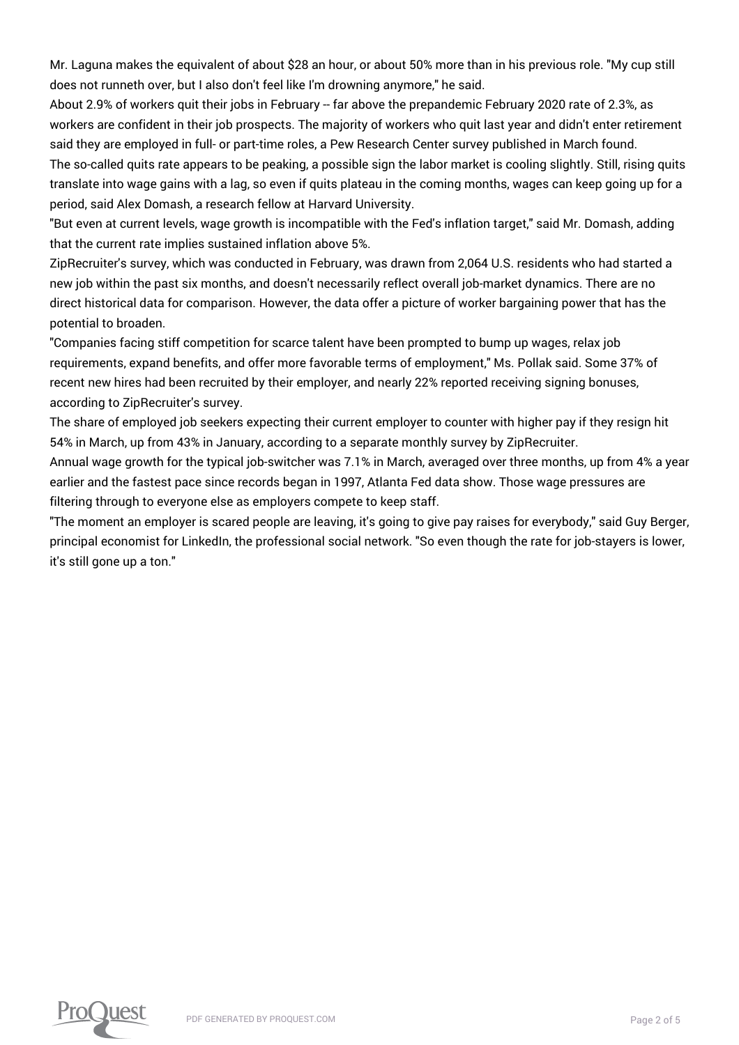Mr. Laguna makes the equivalent of about $28 an hour, or about 50% more than in his previous role. "My cup still does not runneth over, but I also don't feel like I'm drowning anymore," he said.

About 2.9% of workers quit their jobs in February -- far above the prepandemic February 2020 rate of 2.3%, as workers are confident in their job prospects. The majority of workers who quit last year and didn't enter retirement said they are employed in full- or part-time roles, a Pew Research Center survey published in March found.

The so-called quits rate appears to be peaking, a possible sign the labor market is cooling slightly. Still, rising quits translate into wage gains with a lag, so even if quits plateau in the coming months, wages can keep going up for a period, said Alex Domash, a research fellow at Harvard University.

"But even at current levels, wage growth is incompatible with the Fed's inflation target," said Mr. Domash, adding that the current rate implies sustained inflation above 5%.

ZipRecruiter's survey, which was conducted in February, was drawn from 2,064 U.S. residents who had started a new job within the past six months, and doesn't necessarily reflect overall job-market dynamics. There are no direct historical data for comparison. However, the data offer a picture of worker bargaining power that has the potential to broaden.

"Companies facing stiff competition for scarce talent have been prompted to bump up wages, relax job requirements, expand benefits, and offer more favorable terms of employment," Ms. Pollak said. Some 37% of recent new hires had been recruited by their employer, and nearly 22% reported receiving signing bonuses, according to ZipRecruiter's survey.

The share of employed job seekers expecting their current employer to counter with higher pay if they resign hit 54% in March, up from 43% in January, according to a separate monthly survey by ZipRecruiter.

Annual wage growth for the typical job-switcher was 7.1% in March, averaged over three months, up from 4% a year earlier and the fastest pace since records began in 1997, Atlanta Fed data show. Those wage pressures are filtering through to everyone else as employers compete to keep staff.

"The moment an employer is scared people are leaving, it's going to give pay raises for everybody," said Guy Berger, principal economist for LinkedIn, the professional social network. "So even though the rate for job-stayers is lower, it's still gone up a ton."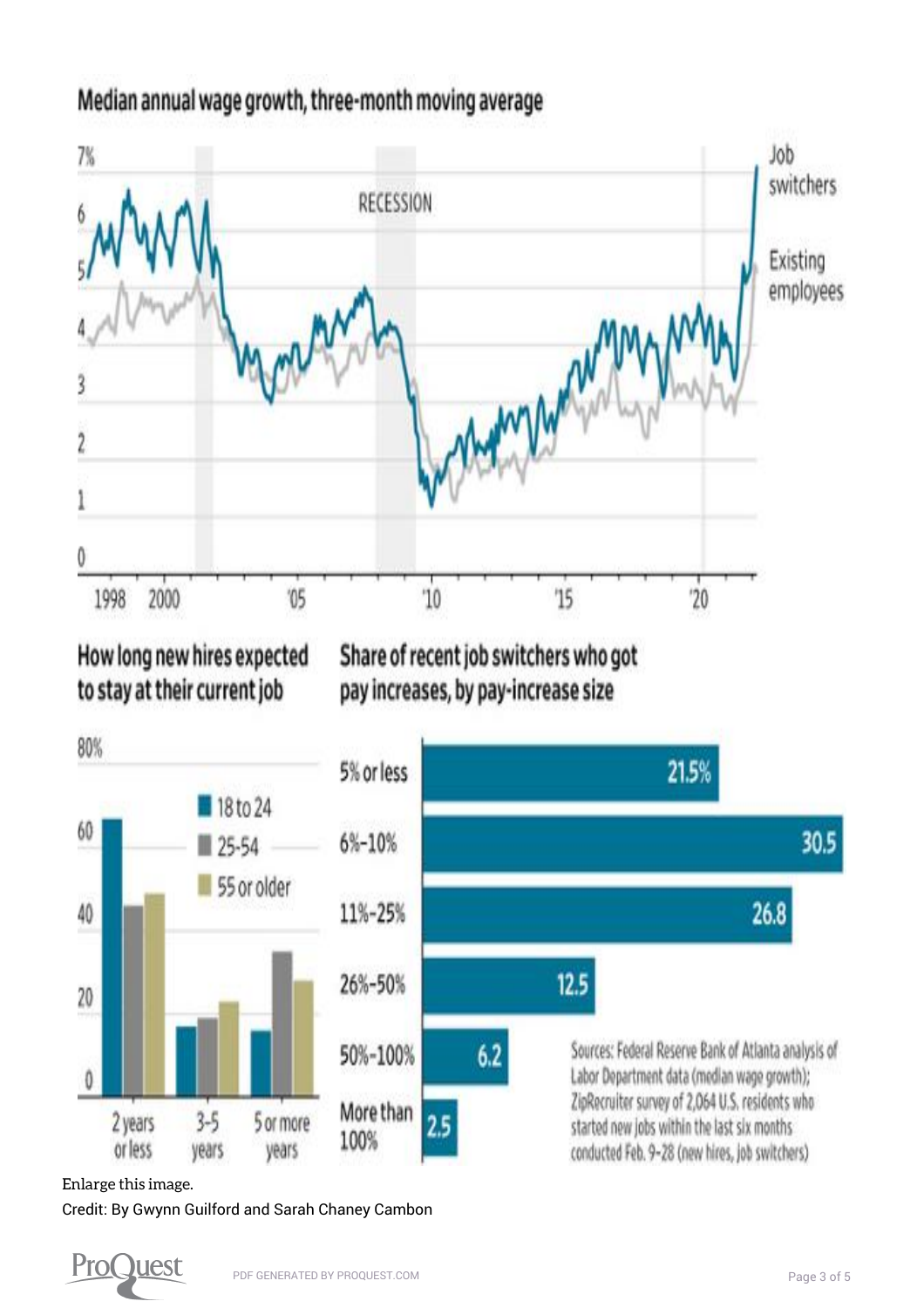Median annual wage growth, three-month moving average

7%
6
5
4
3
2
1
0

RECESSION

1998
2000
'05
'10
'15
'20

Job switchers

Existing employees

How long new hires expected to stay at their current job

80%
60
40
20
0

18 to 24
25-54
55 or older

2 years or less
3-5 years
5 or more years

Share of recent job switchers who got pay increases, by pay-increase size

5% or less 21.5%
6%-10% 30.5
11%-25% 26.8
26%-50% 12.5
50%-100% 6.2
More than 100% 2.5

Sources: Federal Reserve Bank of Atlanta analysis of Labor Department data (median wage growth); ZipRecruiter survey of 2,064 U.S. residents who started new jobs within the last six months conducted Feb. 9-28 (new hires, job switchers)

Enlarge this image.

Credit: By Gwynn Guilford and Sarah Chaney Cambon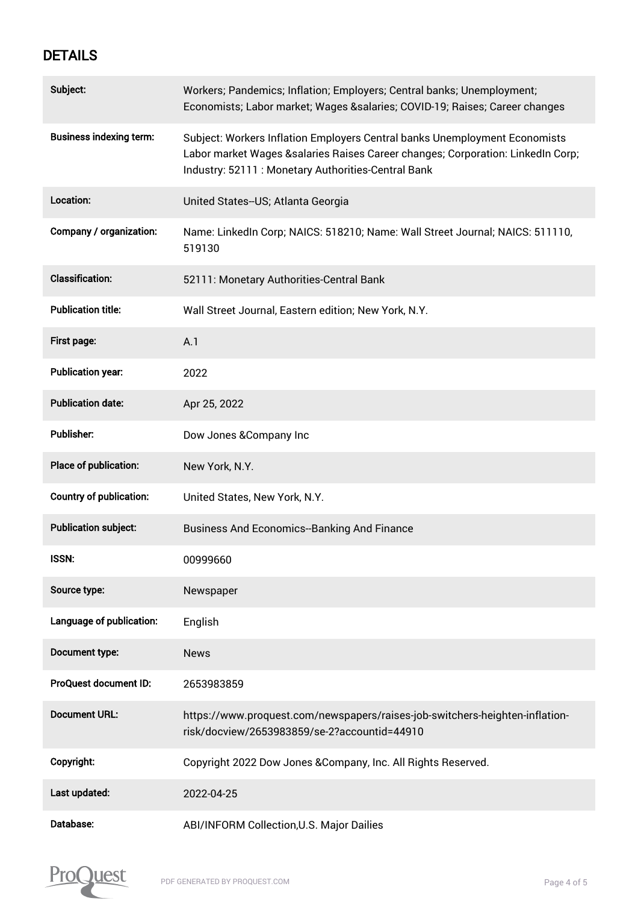## DETAILS

| | |
|---|---|
| **Subject:** | Workers; Pandemics; Inflation; Employers; Central banks; Unemployment; Economists; Labor market; Wages &salaries; COVID-19; Raises; Career changes |
| **Business indexing term:** | Subject: Workers Inflation Employers Central banks Unemployment Economists Labor market Wages &salaries Raises Career changes; Corporation: LinkedIn Corp; Industry: 52111 : Monetary Authorities-Central Bank |
| **Location:** | United States--US; Atlanta Georgia |
| **Company / organization:** | Name: LinkedIn Corp; NAICS: 518210; Name: Wall Street Journal; NAICS: 511110, 519130 |
| **Classification:** | 52111: Monetary Authorities-Central Bank |
| **Publication title:** | Wall Street Journal, Eastern edition; New York, N.Y. |
| **First page:** | A.1 |
| **Publication year:** | 2022 |
| **Publication date:** | Apr 25, 2022 |
| **Publisher:** | Dow Jones &Company Inc |
| **Place of publication:** | New York, N.Y. |
| **Country of publication:** | United States, New York, N.Y. |
| **Publication subject:** | Business And Economics--Banking And Finance |
| **ISSN:** | 00999660 |
| **Source type:** | Newspaper |
| **Language of publication:** | English |
| **Document type:** | News |
| **ProQuest document ID:** | 2653983859 |
| **Document URL:** | https://www.proquest.com/newspapers/raises-job-switchers-heighten-inflation-risk/docview/2653983859/se-2?accountid=44910 |
| **Copyright:** | Copyright 2022 Dow Jones &Company, Inc. All Rights Reserved. |
| **Last updated:** | 2022-04-25 |
| **Database:** | ABI/INFORM Collection,U.S. Major Dailies |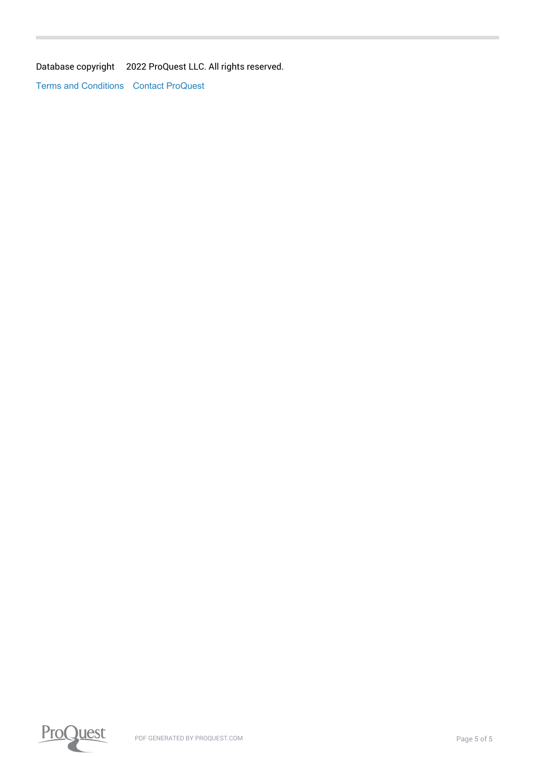Database copyright 2022 ProQuest LLC. All rights reserved.

Terms and Conditions Contact ProQuest